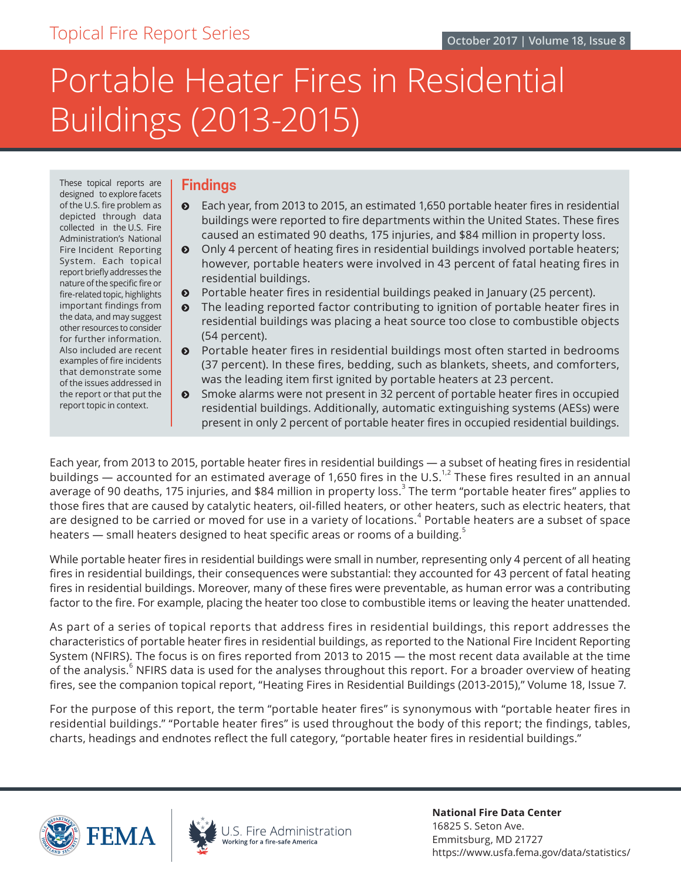Topical Fire Report Series

October 2017 | Volume 18, Issue 8

# Portable Heater Fires in Residential Buildings (2013-2015)

These topical reports are designed to explore facets of the U.S. fire problem as depicted through data collected in the U.S. Fire Administration's National Fire Incident Reporting System. Each topical report briefly addresses the nature of the specific fire or fire-related topic, highlights important findings from the data, and may suggest other resources to consider for further information. Also included are recent examples of fire incidents that demonstrate some of the issues addressed in the report or that put the report topic in context.

## Findings

- Each year, from 2013 to 2015, an estimated 1,650 portable heater fires in residential buildings were reported to fire departments within the United States. These fires caused an estimated 90 deaths, 175 injuries, and $84 million in property loss.
- Only 4 percent of heating fires in residential buildings involved portable heaters; however, portable heaters were involved in 43 percent of fatal heating fires in residential buildings.
- Portable heater fires in residential buildings peaked in January (25 percent).
- The leading reported factor contributing to ignition of portable heater fires in residential buildings was placing a heat source too close to combustible objects (54 percent).
- Portable heater fires in residential buildings most often started in bedrooms (37 percent). In these fires, bedding, such as blankets, sheets, and comforters, was the leading item first ignited by portable heaters at 23 percent.
- Smoke alarms were not present in 32 percent of portable heater fires in occupied residential buildings. Additionally, automatic extinguishing systems (AESs) were present in only 2 percent of portable heater fires in occupied residential buildings.

Each year, from 2013 to 2015, portable heater fires in residential buildings — a subset of heating fires in residential buildings — accounted for an estimated average of 1,650 fires in the U.S.[1,2] These fires resulted in an annual average of 90 deaths, 175 injuries, and $84 million in property loss.[3] The term "portable heater fires" applies to those fires that are caused by catalytic heaters, oil-filled heaters, or other heaters, such as electric heaters, that are designed to be carried or moved for use in a variety of locations.[4] Portable heaters are a subset of space heaters — small heaters designed to heat specific areas or rooms of a building.[5]

While portable heater fires in residential buildings were small in number, representing only 4 percent of all heating fires in residential buildings, their consequences were substantial: they accounted for 43 percent of fatal heating fires in residential buildings. Moreover, many of these fires were preventable, as human error was a contributing factor to the fire. For example, placing the heater too close to combustible items or leaving the heater unattended.

As part of a series of topical reports that address fires in residential buildings, this report addresses the characteristics of portable heater fires in residential buildings, as reported to the National Fire Incident Reporting System (NFIRS). The focus is on fires reported from 2013 to 2015 — the most recent data available at the time of the analysis.[6] NFIRS data is used for the analyses throughout this report. For a broader overview of heating fires, see the companion topical report, "Heating Fires in Residential Buildings (2013-2015)," Volume 18, Issue 7.

For the purpose of this report, the term "portable heater fires" is synonymous with "portable heater fires in residential buildings." "Portable heater fires" is used throughout the body of this report; the findings, tables, charts, headings and endnotes reflect the full category, "portable heater fires in residential buildings."

FEMA

U.S. Fire Administration
Working for a fire-safe America

**National Fire Data Center**
16825 S. Seton Ave.
Emmitsburg, MD 21727
https://www.usfa.fema.gov/data/statistics/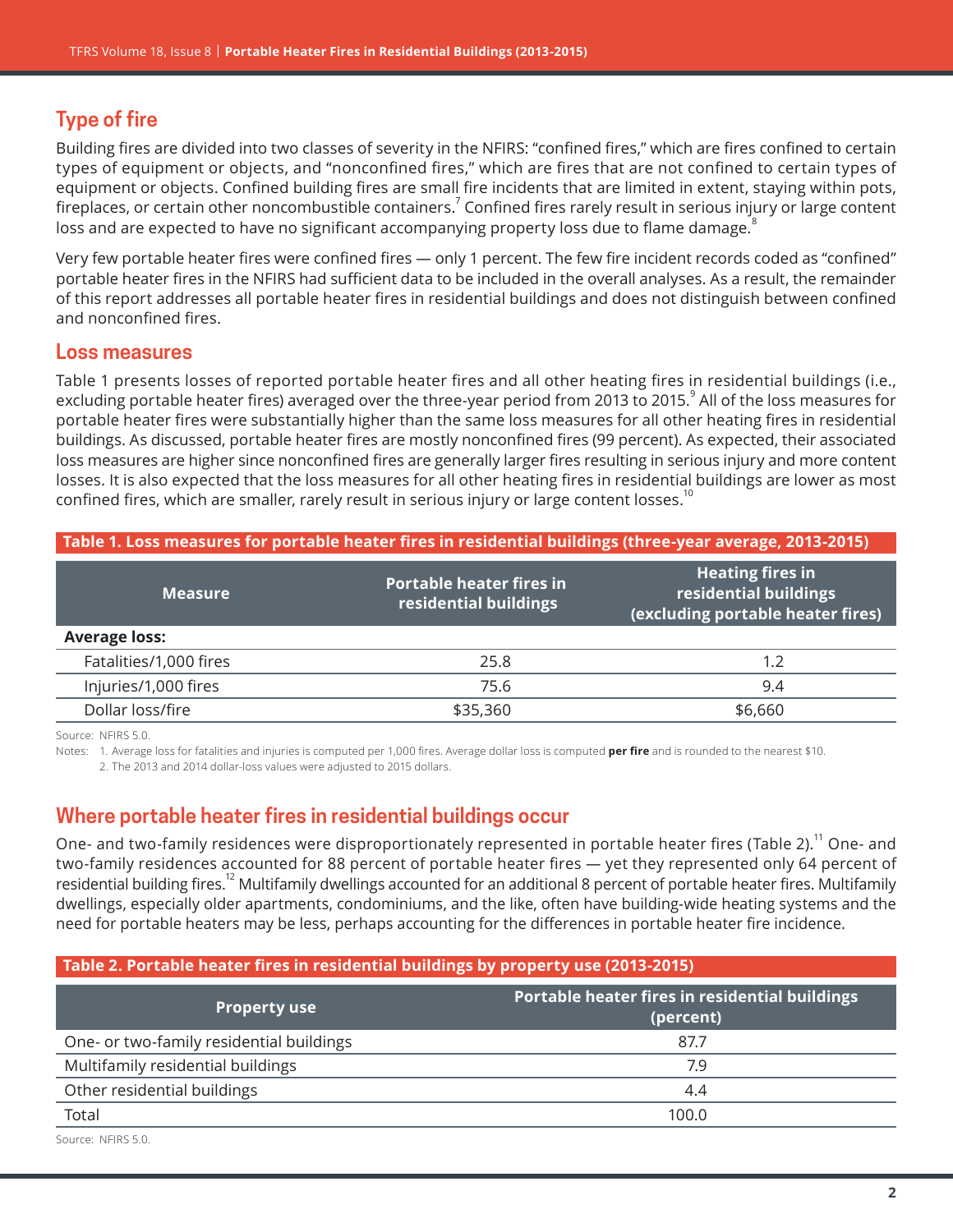## Type of fire

Building fires are divided into two classes of severity in the NFIRS: "confined fires," which are fires confined to certain types of equipment or objects, and "nonconfined fires," which are fires that are not confined to certain types of equipment or objects. Confined building fires are small fire incidents that are limited in extent, staying within pots, fireplaces, or certain other noncombustible containers.[7] Confined fires rarely result in serious injury or large content loss and are expected to have no significant accompanying property loss due to flame damage.[8]

Very few portable heater fires were confined fires — only 1 percent. The few fire incident records coded as "confined" portable heater fires in the NFIRS had sufficient data to be included in the overall analyses. As a result, the remainder of this report addresses all portable heater fires in residential buildings and does not distinguish between confined and nonconfined fires.

## Loss measures

Table 1 presents losses of reported portable heater fires and all other heating fires in residential buildings (i.e., excluding portable heater fires) averaged over the three-year period from 2013 to 2015.[9] All of the loss measures for portable heater fires were substantially higher than the same loss measures for all other heating fires in residential buildings. As discussed, portable heater fires are mostly nonconfined fires (99 percent). As expected, their associated loss measures are higher since nonconfined fires are generally larger fires resulting in serious injury and more content losses. It is also expected that the loss measures for all other heating fires in residential buildings are lower as most confined fires, which are smaller, rarely result in serious injury or large content losses.[10]

**Table 1. Loss measures for portable heater fires in residential buildings (three-year average, 2013-2015)**

| Measure | Portable heater fires in residential buildings | Heating fires in residential buildings (excluding portable heater fires) |
|---|---|---|
| **Average loss:** | | |
| Fatalities/1,000 fires | 25.8 | 1.2 |
| Injuries/1,000 fires | 75.6 | 9.4 |
| Dollar loss/fire | $35,360 | $6,660 |

Source: NFIRS 5.0.

Notes: 1. Average loss for fatalities and injuries is computed per 1,000 fires. Average dollar loss is computed **per fire** and is rounded to the nearest $10.
2. The 2013 and 2014 dollar-loss values were adjusted to 2015 dollars.

## Where portable heater fires in residential buildings occur

One- and two-family residences were disproportionately represented in portable heater fires (Table 2).[11] One- and two-family residences accounted for 88 percent of portable heater fires — yet they represented only 64 percent of residential building fires.[12] Multifamily dwellings accounted for an additional 8 percent of portable heater fires. Multifamily dwellings, especially older apartments, condominiums, and the like, often have building-wide heating systems and the need for portable heaters may be less, perhaps accounting for the differences in portable heater fire incidence.

**Table 2. Portable heater fires in residential buildings by property use (2013-2015)**

| Property use | Portable heater fires in residential buildings (percent) |
|---|---|
| One- or two-family residential buildings | 87.7 |
| Multifamily residential buildings | 7.9 |
| Other residential buildings | 4.4 |
| Total | 100.0 |

Source: NFIRS 5.0.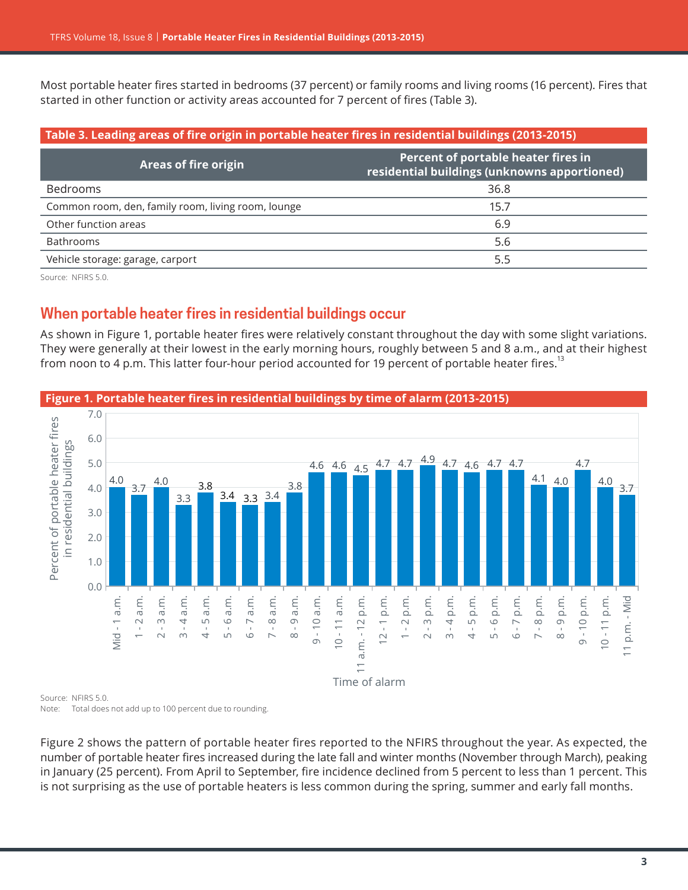Most portable heater fires started in bedrooms (37 percent) or family rooms and living rooms (16 percent). Fires that started in other function or activity areas accounted for 7 percent of fires (Table 3).

**Table 3. Leading areas of fire origin in portable heater fires in residential buildings (2013-2015)**

| Areas of fire origin | Percent of portable heater fires in residential buildings (unknowns apportioned) |
|---|---|
| Bedrooms | 36.8 |
| Common room, den, family room, living room, lounge | 15.7 |
| Other function areas | 6.9 |
| Bathrooms | 5.6 |
| Vehicle storage: garage, carport | 5.5 |

Source: NFIRS 5.0.

## When portable heater fires in residential buildings occur

As shown in Figure 1, portable heater fires were relatively constant throughout the day with some slight variations. They were generally at their lowest in the early morning hours, roughly between 5 and 8 a.m., and at their highest from noon to 4 p.m. This latter four-hour period accounted for 19 percent of portable heater fires.[13]

**Figure 1. Portable heater fires in residential buildings by time of alarm (2013-2015)**

| Time of alarm | Percent of portable heater fires in residential buildings |
|---|---|
| Mid - 1 a.m. | 4.0 |
| 1 - 2 a.m. | 3.7 |
| 2 - 3 a.m. | 4.0 |
| 3 - 4 a.m. | 3.3 |
| 4 - 5 a.m. | 3.8 |
| 5 - 6 a.m. | 3.4 |
| 6 - 7 a.m. | 3.3 |
| 7 - 8 a.m. | 3.4 |
| 8 - 9 a.m. | 3.8 |
| 9 - 10 a.m. | 4.6 |
| 10 - 11 a.m. | 4.6 |
| 11 a.m. - 12 p.m. | 4.5 |
| 12 - 1 p.m. | 4.7 |
| 1 - 2 p.m. | 4.7 |
| 2 - 3 p.m. | 4.9 |
| 3 - 4 p.m. | 4.7 |
| 4 - 5 p.m. | 4.6 |
| 5 - 6 p.m. | 4.7 |
| 6 - 7 p.m. | 4.7 |
| 7 - 8 p.m. | 4.1 |
| 8 - 9 p.m. | 4.0 |
| 9 - 10 p.m. | 4.7 |
| 10 - 11 p.m. | 4.0 |
| 11 p.m. - Mid | 3.7 |

Source: NFIRS 5.0.
Note: Total does not add up to 100 percent due to rounding.

Figure 2 shows the pattern of portable heater fires reported to the NFIRS throughout the year. As expected, the number of portable heater fires increased during the late fall and winter months (November through March), peaking in January (25 percent). From April to September, fire incidence declined from 5 percent to less than 1 percent. This is not surprising as the use of portable heaters is less common during the spring, summer and early fall months.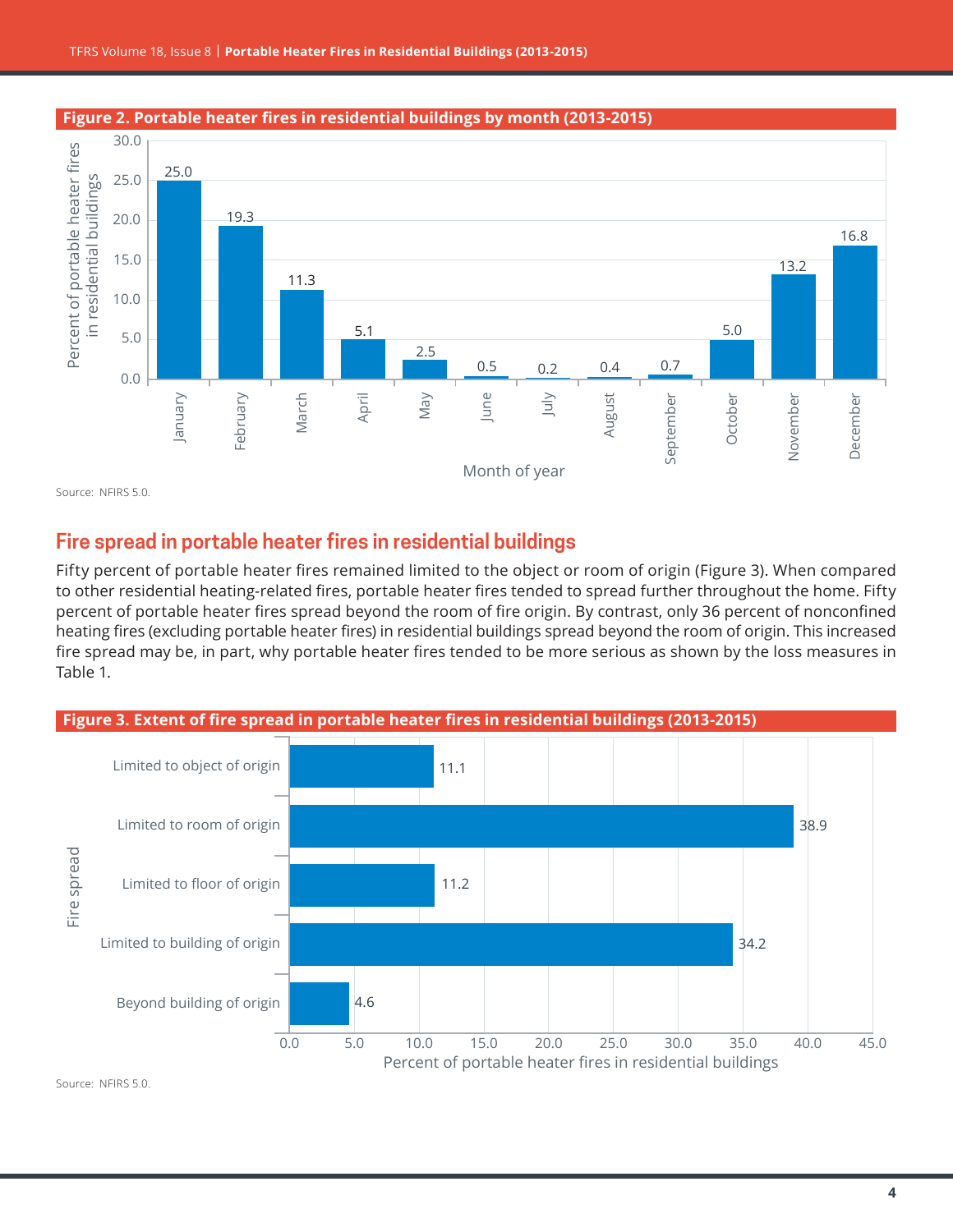**Figure 2. Portable heater fires in residential buildings by month (2013-2015)**

| Month of year | Percent of portable heater fires in residential buildings |
|---|---|
| January | 25.0 |
| February | 19.3 |
| March | 11.3 |
| April | 5.1 |
| May | 2.5 |
| June | 0.5 |
| July | 0.2 |
| August | 0.4 |
| September | 0.7 |
| October | 5.0 |
| November | 13.2 |
| December | 16.8 |

Source: NFIRS 5.0.

## Fire spread in portable heater fires in residential buildings

Fifty percent of portable heater fires remained limited to the object or room of origin (Figure 3). When compared to other residential heating-related fires, portable heater fires tended to spread further throughout the home. Fifty percent of portable heater fires spread beyond the room of fire origin. By contrast, only 36 percent of nonconfined heating fires (excluding portable heater fires) in residential buildings spread beyond the room of origin. This increased fire spread may be, in part, why portable heater fires tended to be more serious as shown by the loss measures in Table 1.

**Figure 3. Extent of fire spread in portable heater fires in residential buildings (2013-2015)**

| Fire spread | Percent of portable heater fires in residential buildings |
|---|---|
| Limited to object of origin | 11.1 |
| Limited to room of origin | 38.9 |
| Limited to floor of origin | 11.2 |
| Limited to building of origin | 34.2 |
| Beyond building of origin | 4.6 |

Source: NFIRS 5.0.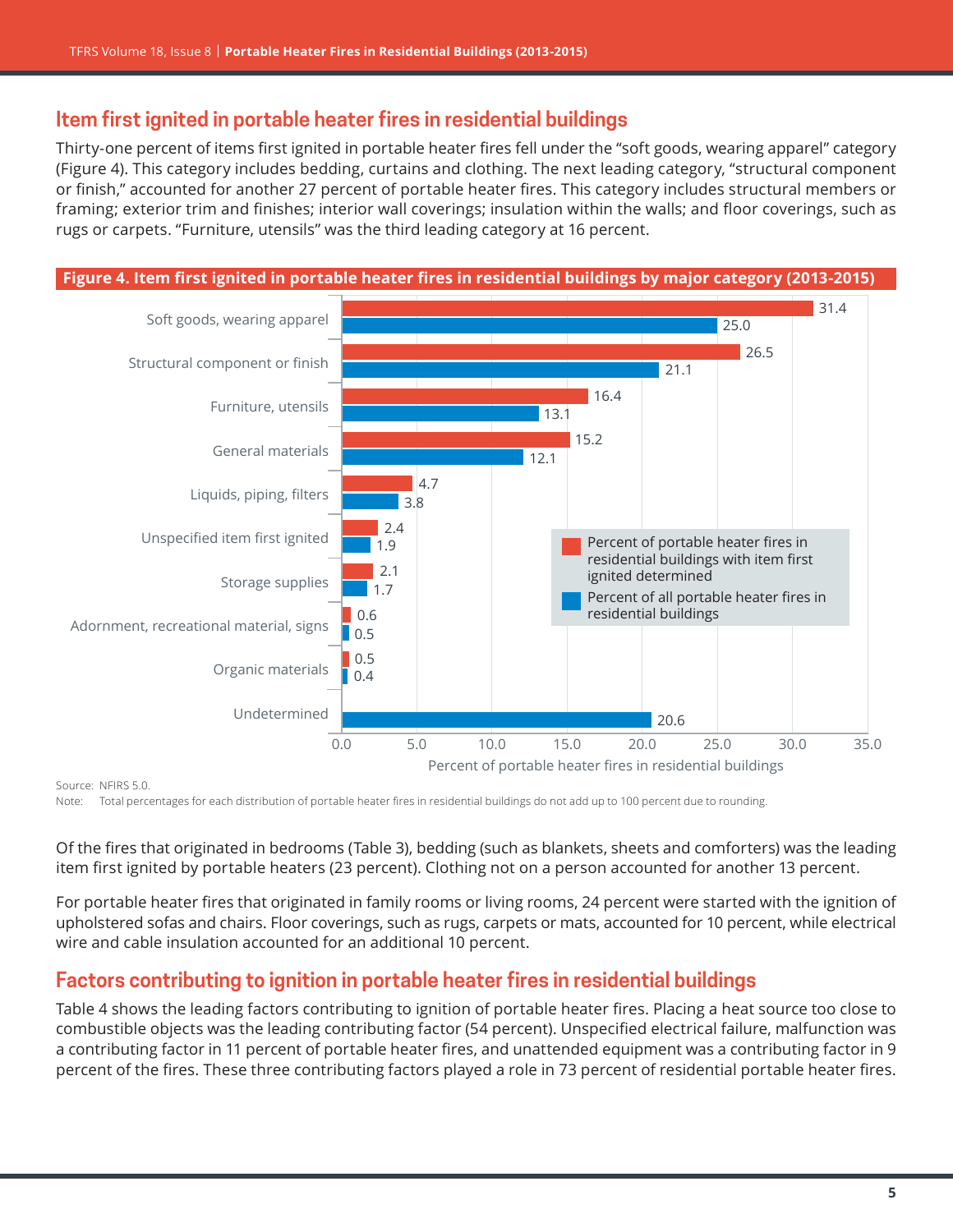## Item first ignited in portable heater fires in residential buildings

Thirty-one percent of items first ignited in portable heater fires fell under the "soft goods, wearing apparel" category (Figure 4). This category includes bedding, curtains and clothing. The next leading category, "structural component or finish," accounted for another 27 percent of portable heater fires. This category includes structural members or framing; exterior trim and finishes; interior wall coverings; insulation within the walls; and floor coverings, such as rugs or carpets. "Furniture, utensils" was the third leading category at 16 percent.

**Figure 4. Item first ignited in portable heater fires in residential buildings by major category (2013-2015)**

| Item first ignited | Percent of portable heater fires in residential buildings with item first ignited determined | Percent of all portable heater fires in residential buildings |
|---|---|---|
| Soft goods, wearing apparel | 31.4 | 25.0 |
| Structural component or finish | 26.5 | 21.1 |
| Furniture, utensils | 16.4 | 13.1 |
| General materials | 15.2 | 12.1 |
| Liquids, piping, filters | 4.7 | 3.8 |
| Unspecified item first ignited | 2.4 | 1.9 |
| Storage supplies | 2.1 | 1.7 |
| Adornment, recreational material, signs | 0.6 | 0.5 |
| Organic materials | 0.5 | 0.4 |
| Undetermined | | 20.6 |

Percent of portable heater fires in residential buildings

Source: NFIRS 5.0.
Note: Total percentages for each distribution of portable heater fires in residential buildings do not add up to 100 percent due to rounding.

Of the fires that originated in bedrooms (Table 3), bedding (such as blankets, sheets and comforters) was the leading item first ignited by portable heaters (23 percent). Clothing not on a person accounted for another 13 percent.

For portable heater fires that originated in family rooms or living rooms, 24 percent were started with the ignition of upholstered sofas and chairs. Floor coverings, such as rugs, carpets or mats, accounted for 10 percent, while electrical wire and cable insulation accounted for an additional 10 percent.

## Factors contributing to ignition in portable heater fires in residential buildings

Table 4 shows the leading factors contributing to ignition of portable heater fires. Placing a heat source too close to combustible objects was the leading contributing factor (54 percent). Unspecified electrical failure, malfunction was a contributing factor in 11 percent of portable heater fires, and unattended equipment was a contributing factor in 9 percent of the fires. These three contributing factors played a role in 73 percent of residential portable heater fires.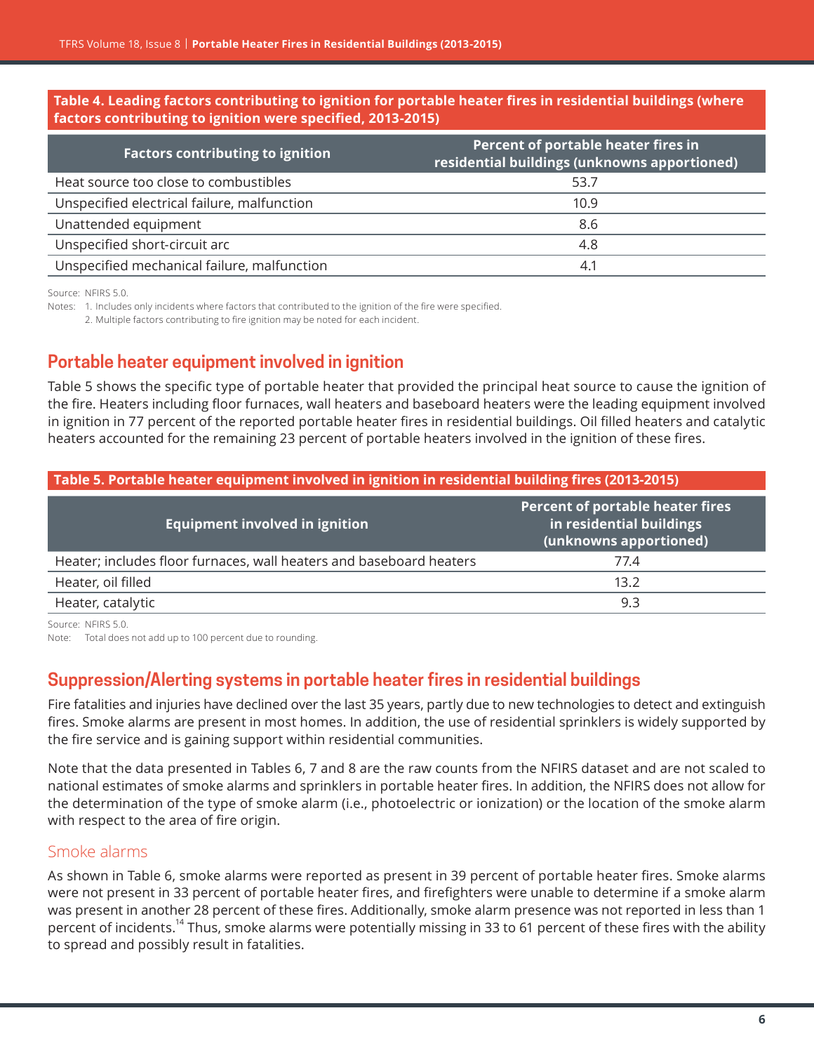**Table 4. Leading factors contributing to ignition for portable heater fires in residential buildings (where factors contributing to ignition were specified, 2013-2015)**

| Factors contributing to ignition | Percent of portable heater fires in residential buildings (unknowns apportioned) |
|---|---|
| Heat source too close to combustibles | 53.7 |
| Unspecified electrical failure, malfunction | 10.9 |
| Unattended equipment | 8.6 |
| Unspecified short-circuit arc | 4.8 |
| Unspecified mechanical failure, malfunction | 4.1 |

Source: NFIRS 5.0.

Notes: 1. Includes only incidents where factors that contributed to the ignition of the fire were specified.

2. Multiple factors contributing to fire ignition may be noted for each incident.

## Portable heater equipment involved in ignition

Table 5 shows the specific type of portable heater that provided the principal heat source to cause the ignition of the fire. Heaters including floor furnaces, wall heaters and baseboard heaters were the leading equipment involved in ignition in 77 percent of the reported portable heater fires in residential buildings. Oil filled heaters and catalytic heaters accounted for the remaining 23 percent of portable heaters involved in the ignition of these fires.

**Table 5. Portable heater equipment involved in ignition in residential building fires (2013-2015)**

| Equipment involved in ignition | Percent of portable heater fires in residential buildings (unknowns apportioned) |
|---|---|
| Heater; includes floor furnaces, wall heaters and baseboard heaters | 77.4 |
| Heater, oil filled | 13.2 |
| Heater, catalytic | 9.3 |

Source: NFIRS 5.0.

Note: Total does not add up to 100 percent due to rounding.

## Suppression/Alerting systems in portable heater fires in residential buildings

Fire fatalities and injuries have declined over the last 35 years, partly due to new technologies to detect and extinguish fires. Smoke alarms are present in most homes. In addition, the use of residential sprinklers is widely supported by the fire service and is gaining support within residential communities.

Note that the data presented in Tables 6, 7 and 8 are the raw counts from the NFIRS dataset and are not scaled to national estimates of smoke alarms and sprinklers in portable heater fires. In addition, the NFIRS does not allow for the determination of the type of smoke alarm (i.e., photoelectric or ionization) or the location of the smoke alarm with respect to the area of fire origin.

### Smoke alarms

As shown in Table 6, smoke alarms were reported as present in 39 percent of portable heater fires. Smoke alarms were not present in 33 percent of portable heater fires, and firefighters were unable to determine if a smoke alarm was present in another 28 percent of these fires. Additionally, smoke alarm presence was not reported in less than 1 percent of incidents.[14] Thus, smoke alarms were potentially missing in 33 to 61 percent of these fires with the ability to spread and possibly result in fatalities.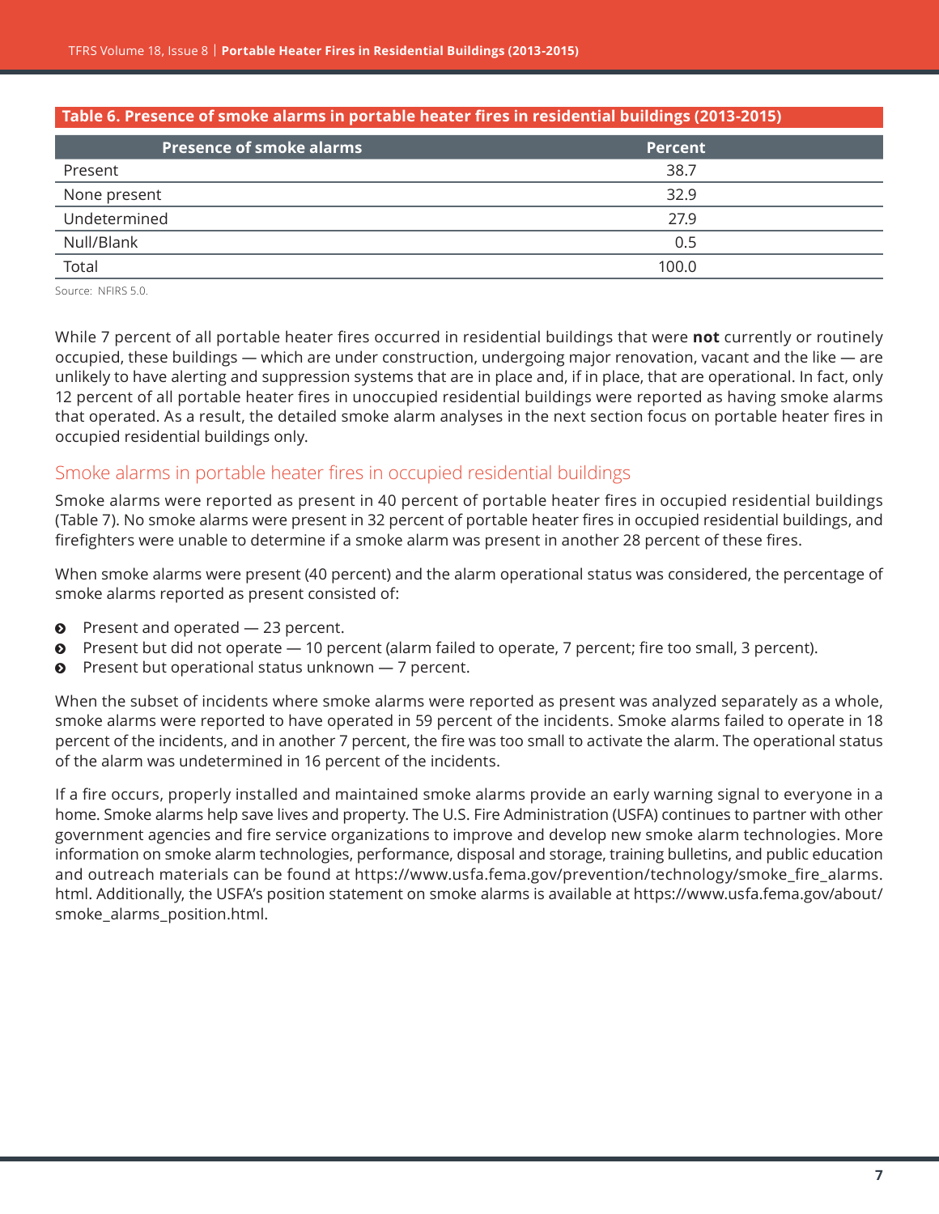**Table 6. Presence of smoke alarms in portable heater fires in residential buildings (2013-2015)**

| Presence of smoke alarms | Percent |
|---|---|
| Present | 38.7 |
| None present | 32.9 |
| Undetermined | 27.9 |
| Null/Blank | 0.5 |
| Total | 100.0 |

Source: NFIRS 5.0.

While 7 percent of all portable heater fires occurred in residential buildings that were **not** currently or routinely occupied, these buildings — which are under construction, undergoing major renovation, vacant and the like — are unlikely to have alerting and suppression systems that are in place and, if in place, that are operational. In fact, only 12 percent of all portable heater fires in unoccupied residential buildings were reported as having smoke alarms that operated. As a result, the detailed smoke alarm analyses in the next section focus on portable heater fires in occupied residential buildings only.

## Smoke alarms in portable heater fires in occupied residential buildings

Smoke alarms were reported as present in 40 percent of portable heater fires in occupied residential buildings (Table 7). No smoke alarms were present in 32 percent of portable heater fires in occupied residential buildings, and firefighters were unable to determine if a smoke alarm was present in another 28 percent of these fires.

When smoke alarms were present (40 percent) and the alarm operational status was considered, the percentage of smoke alarms reported as present consisted of:

- Present and operated — 23 percent.
- Present but did not operate — 10 percent (alarm failed to operate, 7 percent; fire too small, 3 percent).
- Present but operational status unknown — 7 percent.

When the subset of incidents where smoke alarms were reported as present was analyzed separately as a whole, smoke alarms were reported to have operated in 59 percent of the incidents. Smoke alarms failed to operate in 18 percent of the incidents, and in another 7 percent, the fire was too small to activate the alarm. The operational status of the alarm was undetermined in 16 percent of the incidents.

If a fire occurs, properly installed and maintained smoke alarms provide an early warning signal to everyone in a home. Smoke alarms help save lives and property. The U.S. Fire Administration (USFA) continues to partner with other government agencies and fire service organizations to improve and develop new smoke alarm technologies. More information on smoke alarm technologies, performance, disposal and storage, training bulletins, and public education and outreach materials can be found at https://www.usfa.fema.gov/prevention/technology/smoke_fire_alarms.html. Additionally, the USFA's position statement on smoke alarms is available at https://www.usfa.fema.gov/about/smoke_alarms_position.html.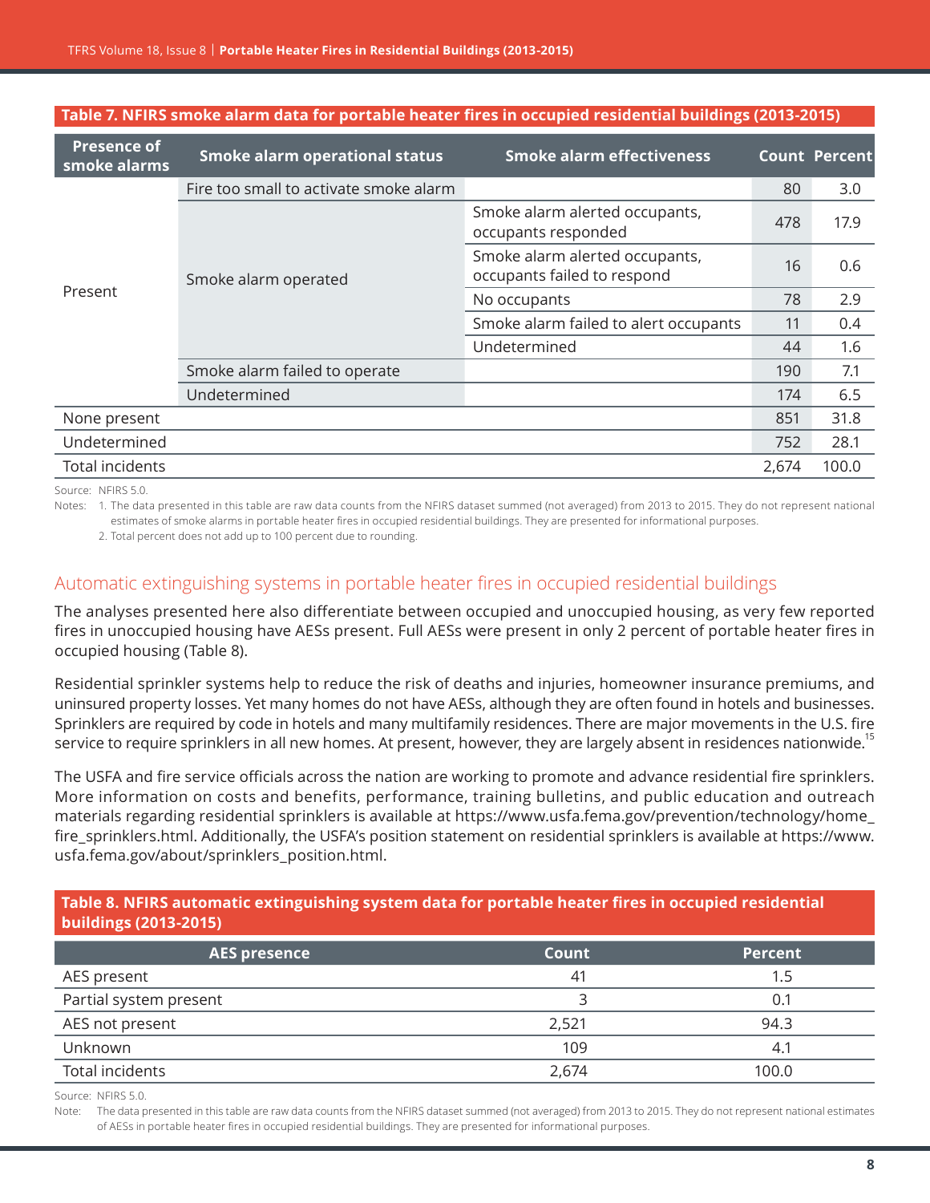**Table 7. NFIRS smoke alarm data for portable heater fires in occupied residential buildings (2013-2015)**

| Presence of smoke alarms | Smoke alarm operational status | Smoke alarm effectiveness | Count | Percent |
|---|---|---|---|---|
| Present | Fire too small to activate smoke alarm | | 80 | 3.0 |
| | Smoke alarm operated | Smoke alarm alerted occupants, occupants responded | 478 | 17.9 |
| | | Smoke alarm alerted occupants, occupants failed to respond | 16 | 0.6 |
| | | No occupants | 78 | 2.9 |
| | | Smoke alarm failed to alert occupants | 11 | 0.4 |
| | | Undetermined | 44 | 1.6 |
| | Smoke alarm failed to operate | | 190 | 7.1 |
| | Undetermined | | 174 | 6.5 |
| None present | | | 851 | 31.8 |
| Undetermined | | | 752 | 28.1 |
| Total incidents | | | 2,674 | 100.0 |

Source: NFIRS 5.0.

Notes: 1. The data presented in this table are raw data counts from the NFIRS dataset summed (not averaged) from 2013 to 2015. They do not represent national estimates of smoke alarms in portable heater fires in occupied residential buildings. They are presented for informational purposes.

2. Total percent does not add up to 100 percent due to rounding.

## Automatic extinguishing systems in portable heater fires in occupied residential buildings

The analyses presented here also differentiate between occupied and unoccupied housing, as very few reported fires in unoccupied housing have AESs present. Full AESs were present in only 2 percent of portable heater fires in occupied housing (Table 8).

Residential sprinkler systems help to reduce the risk of deaths and injuries, homeowner insurance premiums, and uninsured property losses. Yet many homes do not have AESs, although they are often found in hotels and businesses. Sprinklers are required by code in hotels and many multifamily residences. There are major movements in the U.S. fire service to require sprinklers in all new homes. At present, however, they are largely absent in residences nationwide.[15]

The USFA and fire service officials across the nation are working to promote and advance residential fire sprinklers. More information on costs and benefits, performance, training bulletins, and public education and outreach materials regarding residential sprinklers is available at https://www.usfa.fema.gov/prevention/technology/home_fire_sprinklers.html. Additionally, the USFA's position statement on residential sprinklers is available at https://www.usfa.fema.gov/about/sprinklers_position.html.

**Table 8. NFIRS automatic extinguishing system data for portable heater fires in occupied residential buildings (2013-2015)**

| AES presence | Count | Percent |
|---|---|---|
| AES present | 41 | 1.5 |
| Partial system present | 3 | 0.1 |
| AES not present | 2,521 | 94.3 |
| Unknown | 109 | 4.1 |
| Total incidents | 2,674 | 100.0 |

Source: NFIRS 5.0.

Note: The data presented in this table are raw data counts from the NFIRS dataset summed (not averaged) from 2013 to 2015. They do not represent national estimates of AESs in portable heater fires in occupied residential buildings. They are presented for informational purposes.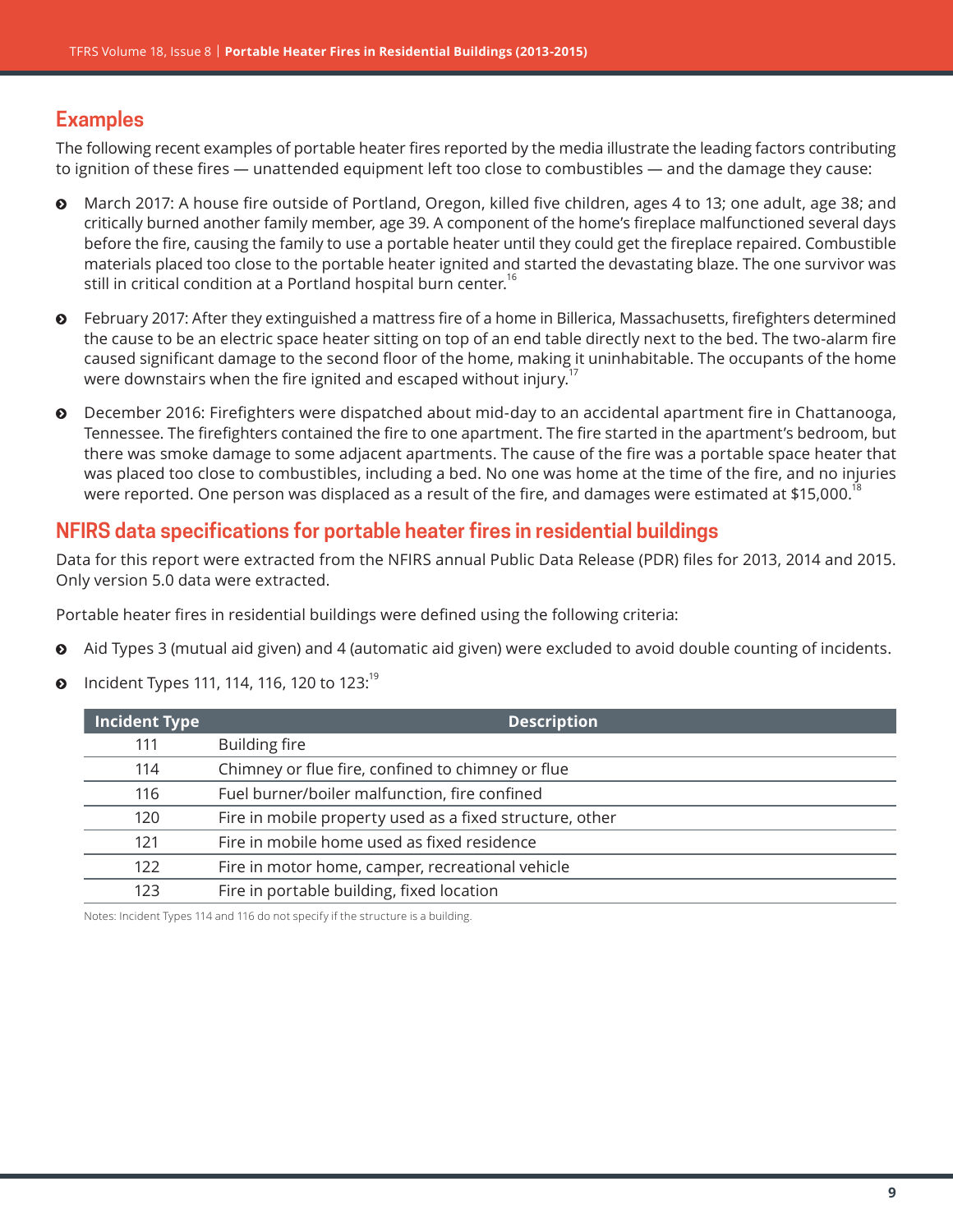## Examples

The following recent examples of portable heater fires reported by the media illustrate the leading factors contributing to ignition of these fires — unattended equipment left too close to combustibles — and the damage they cause:

- March 2017: A house fire outside of Portland, Oregon, killed five children, ages 4 to 13; one adult, age 38; and critically burned another family member, age 39. A component of the home's fireplace malfunctioned several days before the fire, causing the family to use a portable heater until they could get the fireplace repaired. Combustible materials placed too close to the portable heater ignited and started the devastating blaze. The one survivor was still in critical condition at a Portland hospital burn center.[16]
- February 2017: After they extinguished a mattress fire of a home in Billerica, Massachusetts, firefighters determined the cause to be an electric space heater sitting on top of an end table directly next to the bed. The two-alarm fire caused significant damage to the second floor of the home, making it uninhabitable. The occupants of the home were downstairs when the fire ignited and escaped without injury.[17]
- December 2016: Firefighters were dispatched about mid-day to an accidental apartment fire in Chattanooga, Tennessee. The firefighters contained the fire to one apartment. The fire started in the apartment's bedroom, but there was smoke damage to some adjacent apartments. The cause of the fire was a portable space heater that was placed too close to combustibles, including a bed. No one was home at the time of the fire, and no injuries were reported. One person was displaced as a result of the fire, and damages were estimated at $15,000.[18]

## NFIRS data specifications for portable heater fires in residential buildings

Data for this report were extracted from the NFIRS annual Public Data Release (PDR) files for 2013, 2014 and 2015. Only version 5.0 data were extracted.

Portable heater fires in residential buildings were defined using the following criteria:

- Aid Types 3 (mutual aid given) and 4 (automatic aid given) were excluded to avoid double counting of incidents.
- Incident Types 111, 114, 116, 120 to 123:[19]

| Incident Type | Description |
|---|---|
| 111 | Building fire |
| 114 | Chimney or flue fire, confined to chimney or flue |
| 116 | Fuel burner/boiler malfunction, fire confined |
| 120 | Fire in mobile property used as a fixed structure, other |
| 121 | Fire in mobile home used as fixed residence |
| 122 | Fire in motor home, camper, recreational vehicle |
| 123 | Fire in portable building, fixed location |

Notes: Incident Types 114 and 116 do not specify if the structure is a building.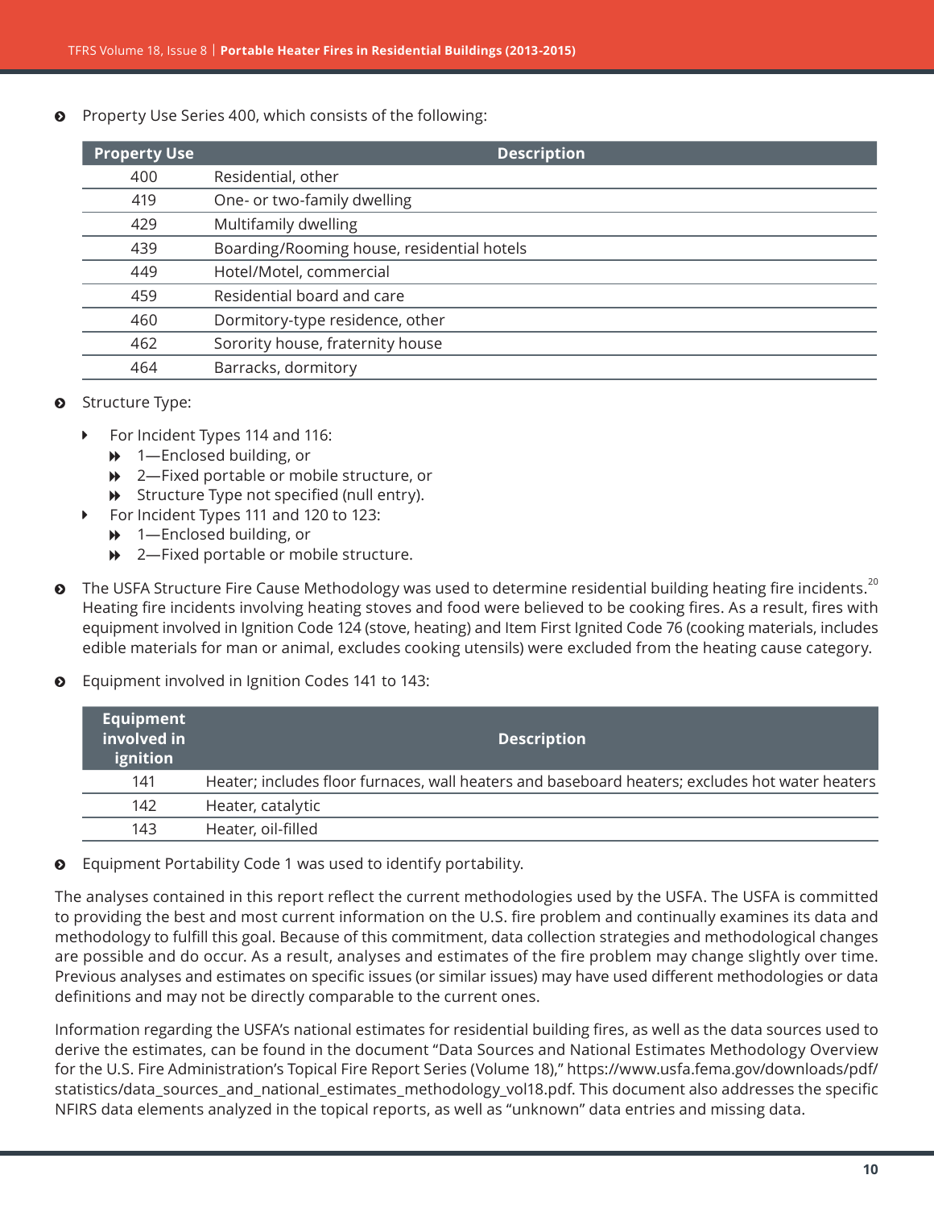- Property Use Series 400, which consists of the following:

| Property Use | Description |
|---|---|
| 400 | Residential, other |
| 419 | One- or two-family dwelling |
| 429 | Multifamily dwelling |
| 439 | Boarding/Rooming house, residential hotels |
| 449 | Hotel/Motel, commercial |
| 459 | Residential board and care |
| 460 | Dormitory-type residence, other |
| 462 | Sorority house, fraternity house |
| 464 | Barracks, dormitory |

- Structure Type:
  - For Incident Types 114 and 116:
    - 1—Enclosed building, or
    - 2—Fixed portable or mobile structure, or
    - Structure Type not specified (null entry).
  - For Incident Types 111 and 120 to 123:
    - 1—Enclosed building, or
    - 2—Fixed portable or mobile structure.

- The USFA Structure Fire Cause Methodology was used to determine residential building heating fire incidents.[20] Heating fire incidents involving heating stoves and food were believed to be cooking fires. As a result, fires with equipment involved in Ignition Code 124 (stove, heating) and Item First Ignited Code 76 (cooking materials, includes edible materials for man or animal, excludes cooking utensils) were excluded from the heating cause category.

- Equipment involved in Ignition Codes 141 to 143:

| Equipment involved in ignition | Description |
|---|---|
| 141 | Heater; includes floor furnaces, wall heaters and baseboard heaters; excludes hot water heaters |
| 142 | Heater, catalytic |
| 143 | Heater, oil-filled |

- Equipment Portability Code 1 was used to identify portability.

The analyses contained in this report reflect the current methodologies used by the USFA. The USFA is committed to providing the best and most current information on the U.S. fire problem and continually examines its data and methodology to fulfill this goal. Because of this commitment, data collection strategies and methodological changes are possible and do occur. As a result, analyses and estimates of the fire problem may change slightly over time. Previous analyses and estimates on specific issues (or similar issues) may have used different methodologies or data definitions and may not be directly comparable to the current ones.

Information regarding the USFA's national estimates for residential building fires, as well as the data sources used to derive the estimates, can be found in the document "Data Sources and National Estimates Methodology Overview for the U.S. Fire Administration's Topical Fire Report Series (Volume 18)," https://www.usfa.fema.gov/downloads/pdf/statistics/data_sources_and_national_estimates_methodology_vol18.pdf. This document also addresses the specific NFIRS data elements analyzed in the topical reports, as well as "unknown" data entries and missing data.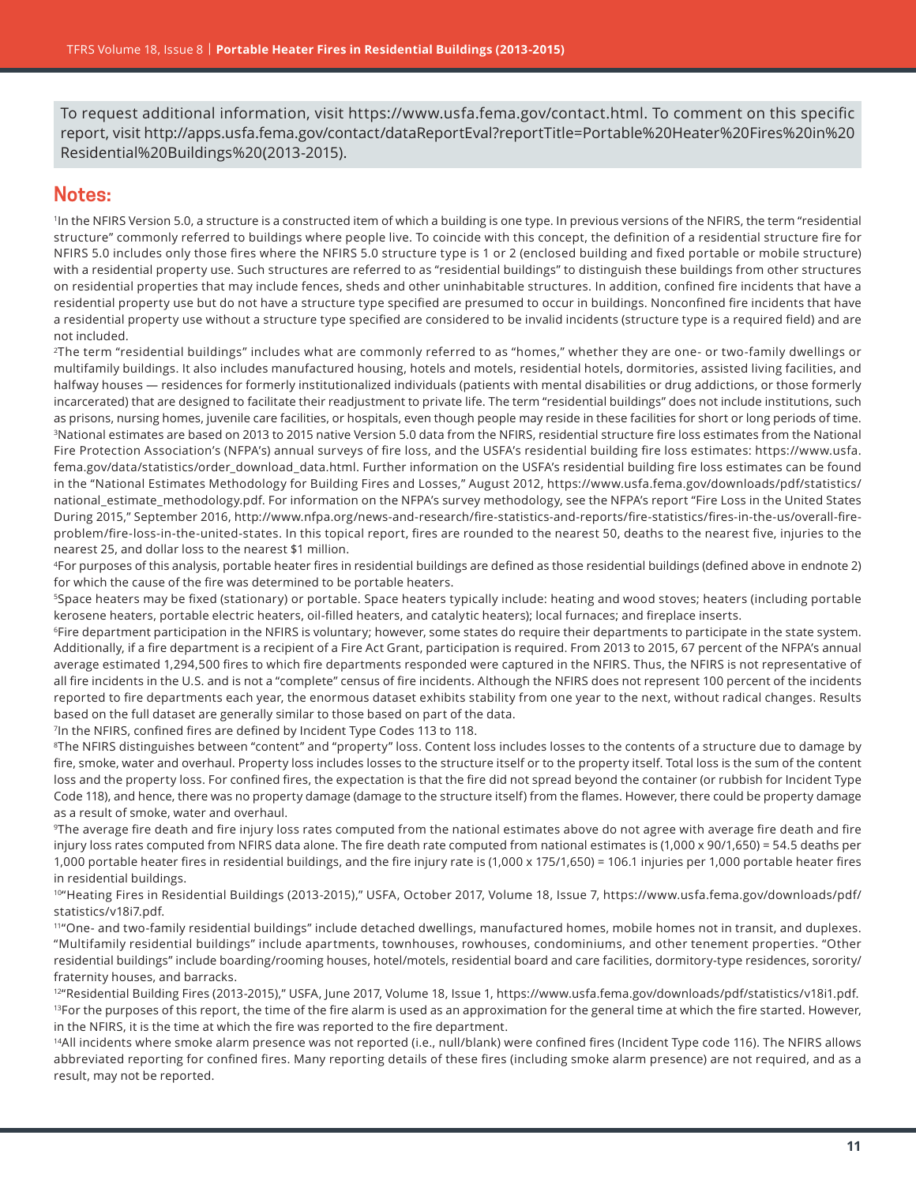To request additional information, visit https://www.usfa.fema.gov/contact.html. To comment on this specific report, visit http://apps.usfa.fema.gov/contact/dataReportEval?reportTitle=Portable%20Heater%20Fires%20in%20Residential%20Buildings%20(2013-2015).

## Notes:

[1]In the NFIRS Version 5.0, a structure is a constructed item of which a building is one type. In previous versions of the NFIRS, the term "residential structure" commonly referred to buildings where people live. To coincide with this concept, the definition of a residential structure fire for NFIRS 5.0 includes only those fires where the NFIRS 5.0 structure type is 1 or 2 (enclosed building and fixed portable or mobile structure) with a residential property use. Such structures are referred to as "residential buildings" to distinguish these buildings from other structures on residential properties that may include fences, sheds and other uninhabitable structures. In addition, confined fire incidents that have a residential property use but do not have a structure type specified are presumed to occur in buildings. Nonconfined fire incidents that have a residential property use without a structure type specified are considered to be invalid incidents (structure type is a required field) and are not included.

[2]The term "residential buildings" includes what are commonly referred to as "homes," whether they are one- or two-family dwellings or multifamily buildings. It also includes manufactured housing, hotels and motels, residential hotels, dormitories, assisted living facilities, and halfway houses — residences for formerly institutionalized individuals (patients with mental disabilities or drug addictions, or those formerly incarcerated) that are designed to facilitate their readjustment to private life. The term "residential buildings" does not include institutions, such as prisons, nursing homes, juvenile care facilities, or hospitals, even though people may reside in these facilities for short or long periods of time.

[3]National estimates are based on 2013 to 2015 native Version 5.0 data from the NFIRS, residential structure fire loss estimates from the National Fire Protection Association's (NFPA's) annual surveys of fire loss, and the USFA's residential building fire loss estimates: https://www.usfa.fema.gov/data/statistics/order_download_data.html. Further information on the USFA's residential building fire loss estimates can be found in the "National Estimates Methodology for Building Fires and Losses," August 2012, https://www.usfa.fema.gov/downloads/pdf/statistics/national_estimate_methodology.pdf. For information on the NFPA's survey methodology, see the NFPA's report "Fire Loss in the United States During 2015," September 2016, http://www.nfpa.org/news-and-research/fire-statistics-and-reports/fire-statistics/fires-in-the-us/overall-fire-problem/fire-loss-in-the-united-states. In this topical report, fires are rounded to the nearest 50, deaths to the nearest five, injuries to the nearest 25, and dollar loss to the nearest $1 million.

[4]For purposes of this analysis, portable heater fires in residential buildings are defined as those residential buildings (defined above in endnote 2) for which the cause of the fire was determined to be portable heaters.

[5]Space heaters may be fixed (stationary) or portable. Space heaters typically include: heating and wood stoves; heaters (including portable kerosene heaters, portable electric heaters, oil-filled heaters, and catalytic heaters); local furnaces; and fireplace inserts.

[6]Fire department participation in the NFIRS is voluntary; however, some states do require their departments to participate in the state system. Additionally, if a fire department is a recipient of a Fire Act Grant, participation is required. From 2013 to 2015, 67 percent of the NFPA's annual average estimated 1,294,500 fires to which fire departments responded were captured in the NFIRS. Thus, the NFIRS is not representative of all fire incidents in the U.S. and is not a "complete" census of fire incidents. Although the NFIRS does not represent 100 percent of the incidents reported to fire departments each year, the enormous dataset exhibits stability from one year to the next, without radical changes. Results based on the full dataset are generally similar to those based on part of the data.

[7]In the NFIRS, confined fires are defined by Incident Type Codes 113 to 118.

[8]The NFIRS distinguishes between "content" and "property" loss. Content loss includes losses to the contents of a structure due to damage by fire, smoke, water and overhaul. Property loss includes losses to the structure itself or to the property itself. Total loss is the sum of the content loss and the property loss. For confined fires, the expectation is that the fire did not spread beyond the container (or rubbish for Incident Type Code 118), and hence, there was no property damage (damage to the structure itself) from the flames. However, there could be property damage as a result of smoke, water and overhaul.

[9]The average fire death and fire injury loss rates computed from the national estimates above do not agree with average fire death and fire injury loss rates computed from NFIRS data alone. The fire death rate computed from national estimates is (1,000 x 90/1,650) = 54.5 deaths per 1,000 portable heater fires in residential buildings, and the fire injury rate is (1,000 x 175/1,650) = 106.1 injuries per 1,000 portable heater fires in residential buildings.

[10]"Heating Fires in Residential Buildings (2013-2015)," USFA, October 2017, Volume 18, Issue 7, https://www.usfa.fema.gov/downloads/pdf/statistics/v18i7.pdf.

[11]"One- and two-family residential buildings" include detached dwellings, manufactured homes, mobile homes not in transit, and duplexes. "Multifamily residential buildings" include apartments, townhouses, rowhouses, condominiums, and other tenement properties. "Other residential buildings" include boarding/rooming houses, hotel/motels, residential board and care facilities, dormitory-type residences, sorority/fraternity houses, and barracks.

[12]"Residential Building Fires (2013-2015)," USFA, June 2017, Volume 18, Issue 1, https://www.usfa.fema.gov/downloads/pdf/statistics/v18i1.pdf.

[13]For the purposes of this report, the time of the fire alarm is used as an approximation for the general time at which the fire started. However, in the NFIRS, it is the time at which the fire was reported to the fire department.

[14]All incidents where smoke alarm presence was not reported (i.e., null/blank) were confined fires (Incident Type code 116). The NFIRS allows abbreviated reporting for confined fires. Many reporting details of these fires (including smoke alarm presence) are not required, and as a result, may not be reported.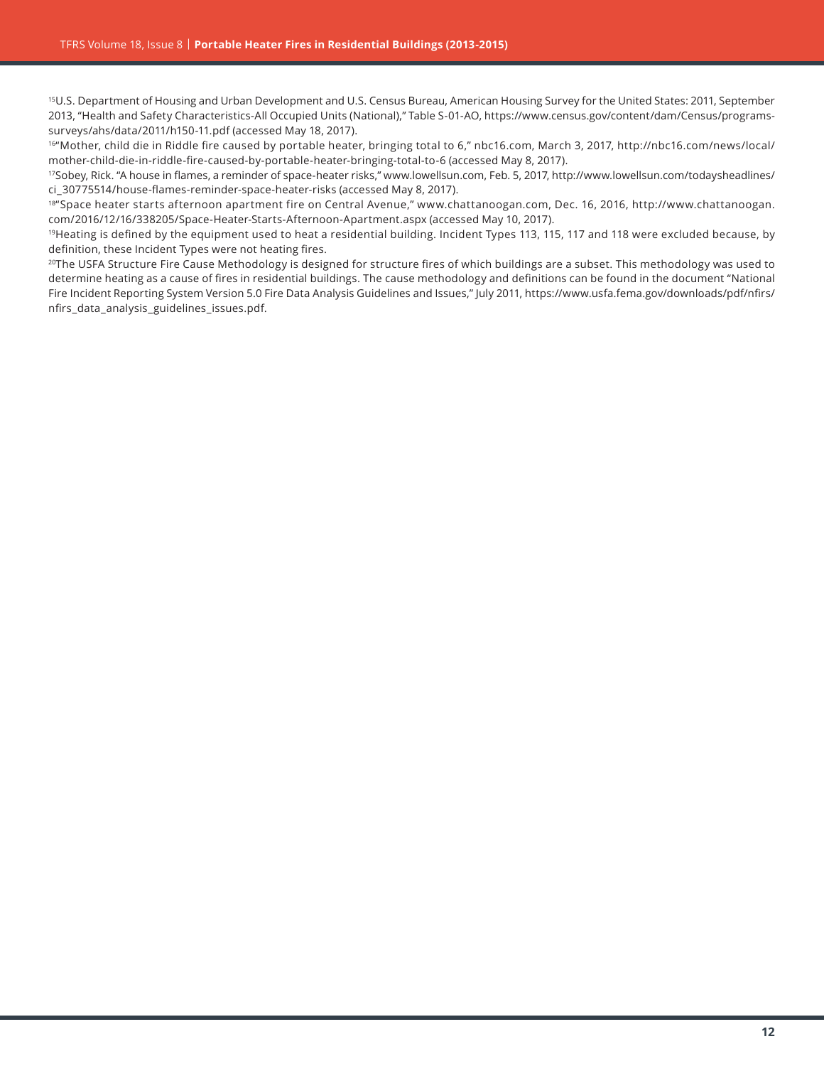[15]U.S. Department of Housing and Urban Development and U.S. Census Bureau, American Housing Survey for the United States: 2011, September 2013, "Health and Safety Characteristics-All Occupied Units (National)," Table S-01-AO, https://www.census.gov/content/dam/Census/programs-surveys/ahs/data/2011/h150-11.pdf (accessed May 18, 2017).

[16]"Mother, child die in Riddle fire caused by portable heater, bringing total to 6," nbc16.com, March 3, 2017, http://nbc16.com/news/local/mother-child-die-in-riddle-fire-caused-by-portable-heater-bringing-total-to-6 (accessed May 8, 2017).

[17]Sobey, Rick. "A house in flames, a reminder of space-heater risks," www.lowellsun.com, Feb. 5, 2017, http://www.lowellsun.com/todaysheadlines/ci_30775514/house-flames-reminder-space-heater-risks (accessed May 8, 2017).

[18]"Space heater starts afternoon apartment fire on Central Avenue," www.chattanoogan.com, Dec. 16, 2016, http://www.chattanoogan.com/2016/12/16/338205/Space-Heater-Starts-Afternoon-Apartment.aspx (accessed May 10, 2017).

[19]Heating is defined by the equipment used to heat a residential building. Incident Types 113, 115, 117 and 118 were excluded because, by definition, these Incident Types were not heating fires.

[20]The USFA Structure Fire Cause Methodology is designed for structure fires of which buildings are a subset. This methodology was used to determine heating as a cause of fires in residential buildings. The cause methodology and definitions can be found in the document "National Fire Incident Reporting System Version 5.0 Fire Data Analysis Guidelines and Issues," July 2011, https://www.usfa.fema.gov/downloads/pdf/nfirs/nfirs_data_analysis_guidelines_issues.pdf.